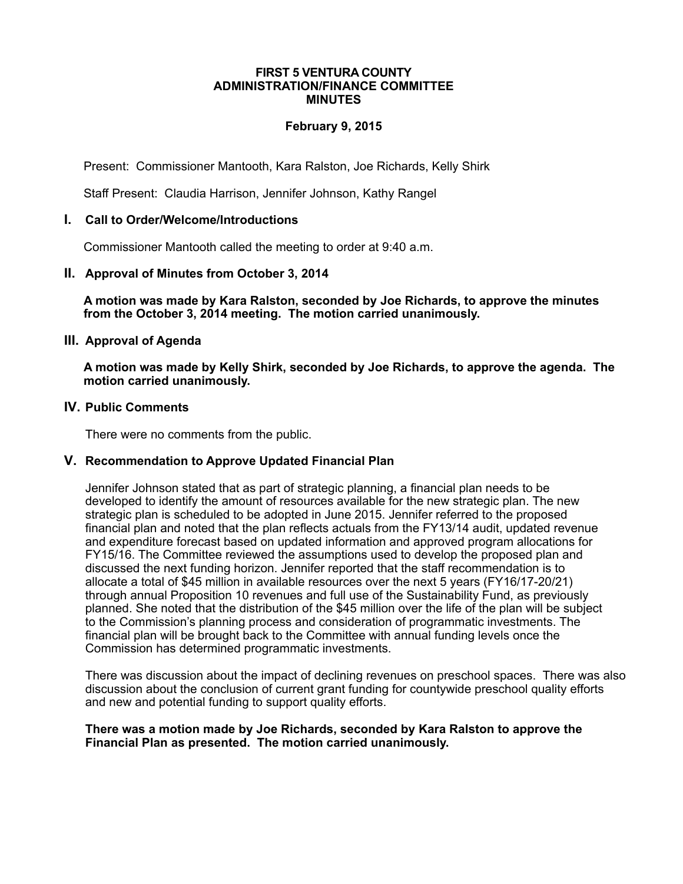**FIRST 5 VENTURA COUNTY**
**ADMINISTRATION/FINANCE COMMITTEE**
**MINUTES**

**February 9, 2015**

Present: Commissioner Mantooth, Kara Ralston, Joe Richards, Kelly Shirk

Staff Present: Claudia Harrison, Jennifer Johnson, Kathy Rangel

## I. Call to Order/Welcome/Introductions

Commissioner Mantooth called the meeting to order at 9:40 a.m.

## II. Approval of Minutes from October 3, 2014

**A motion was made by Kara Ralston, seconded by Joe Richards, to approve the minutes from the October 3, 2014 meeting. The motion carried unanimously.**

## III. Approval of Agenda

**A motion was made by Kelly Shirk, seconded by Joe Richards, to approve the agenda. The motion carried unanimously.**

## IV. Public Comments

There were no comments from the public.

## V. Recommendation to Approve Updated Financial Plan

Jennifer Johnson stated that as part of strategic planning, a financial plan needs to be developed to identify the amount of resources available for the new strategic plan. The new strategic plan is scheduled to be adopted in June 2015. Jennifer referred to the proposed financial plan and noted that the plan reflects actuals from the FY13/14 audit, updated revenue and expenditure forecast based on updated information and approved program allocations for FY15/16. The Committee reviewed the assumptions used to develop the proposed plan and discussed the next funding horizon. Jennifer reported that the staff recommendation is to allocate a total of $45 million in available resources over the next 5 years (FY16/17-20/21) through annual Proposition 10 revenues and full use of the Sustainability Fund, as previously planned. She noted that the distribution of the $45 million over the life of the plan will be subject to the Commission's planning process and consideration of programmatic investments. The financial plan will be brought back to the Committee with annual funding levels once the Commission has determined programmatic investments.

There was discussion about the impact of declining revenues on preschool spaces. There was also discussion about the conclusion of current grant funding for countywide preschool quality efforts and new and potential funding to support quality efforts.

**There was a motion made by Joe Richards, seconded by Kara Ralston to approve the Financial Plan as presented. The motion carried unanimously.**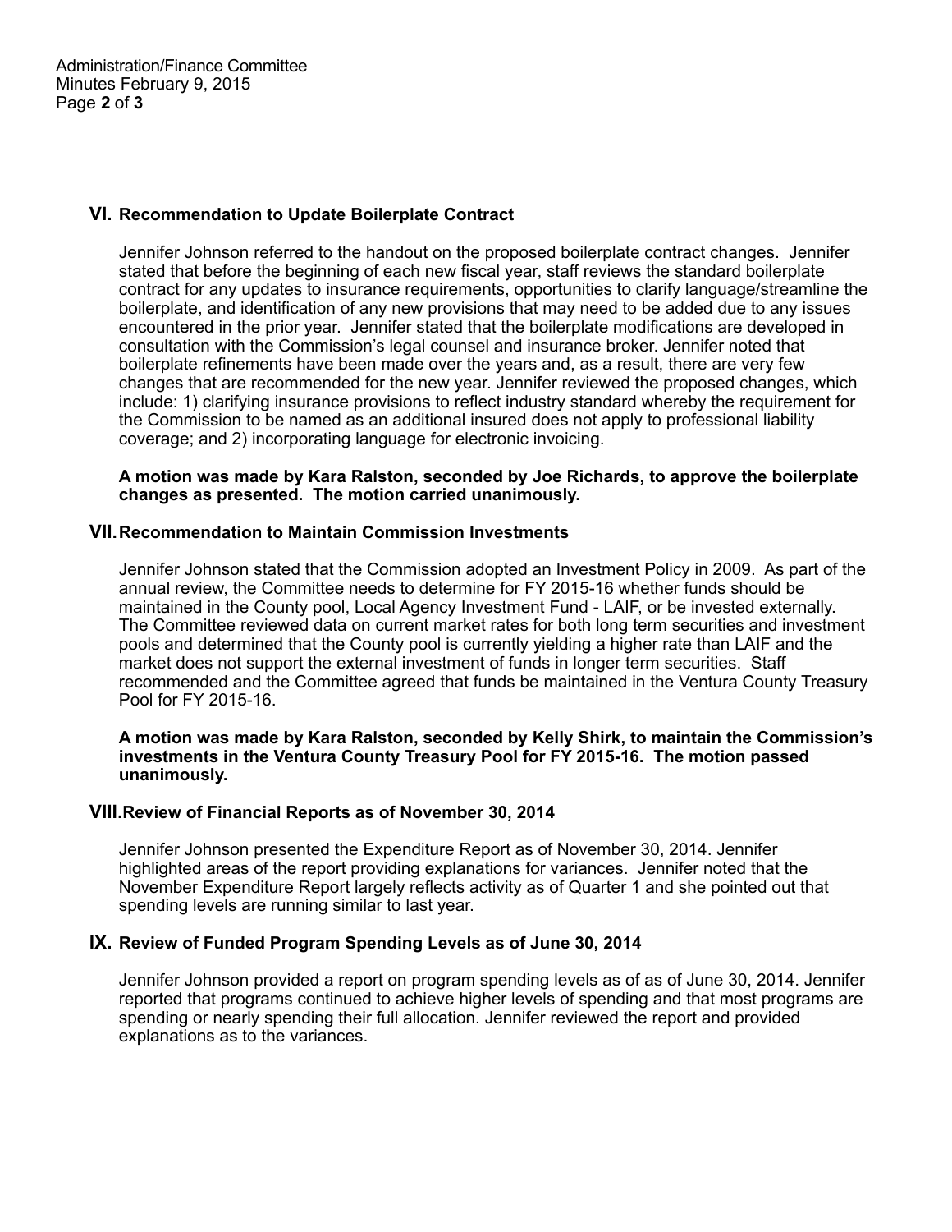## VI. Recommendation to Update Boilerplate Contract

Jennifer Johnson referred to the handout on the proposed boilerplate contract changes. Jennifer stated that before the beginning of each new fiscal year, staff reviews the standard boilerplate contract for any updates to insurance requirements, opportunities to clarify language/streamline the boilerplate, and identification of any new provisions that may need to be added due to any issues encountered in the prior year. Jennifer stated that the boilerplate modifications are developed in consultation with the Commission's legal counsel and insurance broker. Jennifer noted that boilerplate refinements have been made over the years and, as a result, there are very few changes that are recommended for the new year. Jennifer reviewed the proposed changes, which include: 1) clarifying insurance provisions to reflect industry standard whereby the requirement for the Commission to be named as an additional insured does not apply to professional liability coverage; and 2) incorporating language for electronic invoicing.

**A motion was made by Kara Ralston, seconded by Joe Richards, to approve the boilerplate changes as presented. The motion carried unanimously.**

## VII. Recommendation to Maintain Commission Investments

Jennifer Johnson stated that the Commission adopted an Investment Policy in 2009. As part of the annual review, the Committee needs to determine for FY 2015-16 whether funds should be maintained in the County pool, Local Agency Investment Fund - LAIF, or be invested externally. The Committee reviewed data on current market rates for both long term securities and investment pools and determined that the County pool is currently yielding a higher rate than LAIF and the market does not support the external investment of funds in longer term securities. Staff recommended and the Committee agreed that funds be maintained in the Ventura County Treasury Pool for FY 2015-16.

**A motion was made by Kara Ralston, seconded by Kelly Shirk, to maintain the Commission's investments in the Ventura County Treasury Pool for FY 2015-16. The motion passed unanimously.**

## VIII. Review of Financial Reports as of November 30, 2014

Jennifer Johnson presented the Expenditure Report as of November 30, 2014. Jennifer highlighted areas of the report providing explanations for variances. Jennifer noted that the November Expenditure Report largely reflects activity as of Quarter 1 and she pointed out that spending levels are running similar to last year.

## IX. Review of Funded Program Spending Levels as of June 30, 2014

Jennifer Johnson provided a report on program spending levels as of as of June 30, 2014. Jennifer reported that programs continued to achieve higher levels of spending and that most programs are spending or nearly spending their full allocation. Jennifer reviewed the report and provided explanations as to the variances.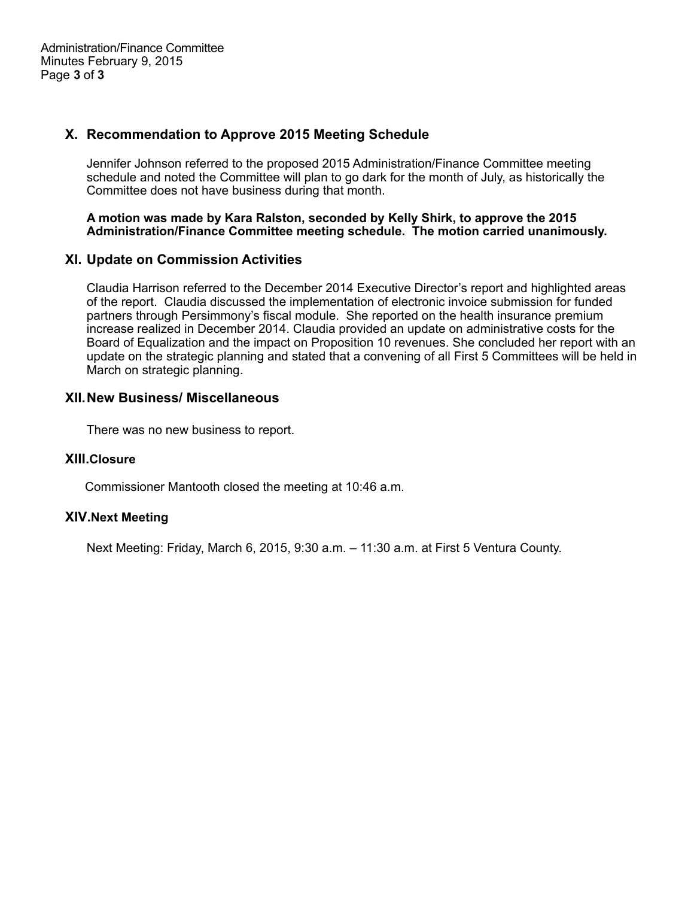## X. Recommendation to Approve 2015 Meeting Schedule

Jennifer Johnson referred to the proposed 2015 Administration/Finance Committee meeting schedule and noted the Committee will plan to go dark for the month of July, as historically the Committee does not have business during that month.

**A motion was made by Kara Ralston, seconded by Kelly Shirk, to approve the 2015 Administration/Finance Committee meeting schedule. The motion carried unanimously.**

## XI. Update on Commission Activities

Claudia Harrison referred to the December 2014 Executive Director's report and highlighted areas of the report. Claudia discussed the implementation of electronic invoice submission for funded partners through Persimmony's fiscal module. She reported on the health insurance premium increase realized in December 2014. Claudia provided an update on administrative costs for the Board of Equalization and the impact on Proposition 10 revenues. She concluded her report with an update on the strategic planning and stated that a convening of all First 5 Committees will be held in March on strategic planning.

## XII. New Business/ Miscellaneous

There was no new business to report.

## XIII. Closure

Commissioner Mantooth closed the meeting at 10:46 a.m.

## XIV. Next Meeting

Next Meeting: Friday, March 6, 2015, 9:30 a.m. – 11:30 a.m. at First 5 Ventura County.